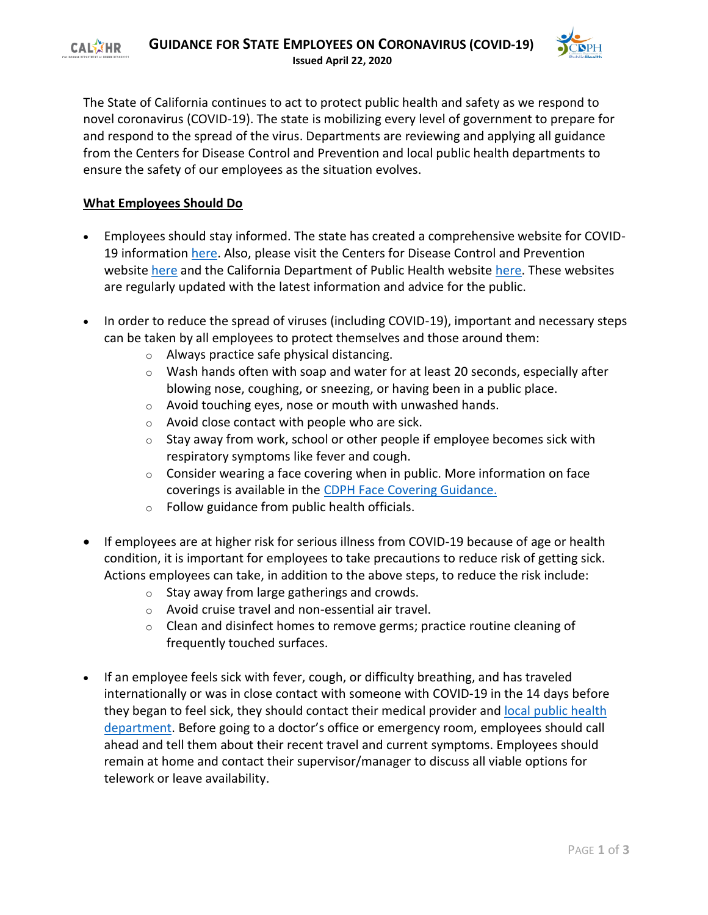# GUIDANCE FOR STATE EMPLOYEES ON CORONAVIRUS (COVID-19)

**Issued April 22, 2020**

The State of California continues to act to protect public health and safety as we respond to novel coronavirus (COVID-19). The state is mobilizing every level of government to prepare for and respond to the spread of the virus. Departments are reviewing and applying all guidance from the Centers for Disease Control and Prevention and local public health departments to ensure the safety of our employees as the situation evolves.

## What Employees Should Do

- Employees should stay informed. The state has created a comprehensive website for COVID-19 information here. Also, please visit the Centers for Disease Control and Prevention website here and the California Department of Public Health website here. These websites are regularly updated with the latest information and advice for the public.

- In order to reduce the spread of viruses (including COVID-19), important and necessary steps can be taken by all employees to protect themselves and those around them:
  - Always practice safe physical distancing.
  - Wash hands often with soap and water for at least 20 seconds, especially after blowing nose, coughing, or sneezing, or having been in a public place.
  - Avoid touching eyes, nose or mouth with unwashed hands.
  - Avoid close contact with people who are sick.
  - Stay away from work, school or other people if employee becomes sick with respiratory symptoms like fever and cough.
  - Consider wearing a face covering when in public. More information on face coverings is available in the CDPH Face Covering Guidance.
  - Follow guidance from public health officials.

- If employees are at higher risk for serious illness from COVID-19 because of age or health condition, it is important for employees to take precautions to reduce risk of getting sick. Actions employees can take, in addition to the above steps, to reduce the risk include:
  - Stay away from large gatherings and crowds.
  - Avoid cruise travel and non-essential air travel.
  - Clean and disinfect homes to remove germs; practice routine cleaning of frequently touched surfaces.

- If an employee feels sick with fever, cough, or difficulty breathing, and has traveled internationally or was in close contact with someone with COVID-19 in the 14 days before they began to feel sick, they should contact their medical provider and local public health department. Before going to a doctor's office or emergency room, employees should call ahead and tell them about their recent travel and current symptoms. Employees should remain at home and contact their supervisor/manager to discuss all viable options for telework or leave availability.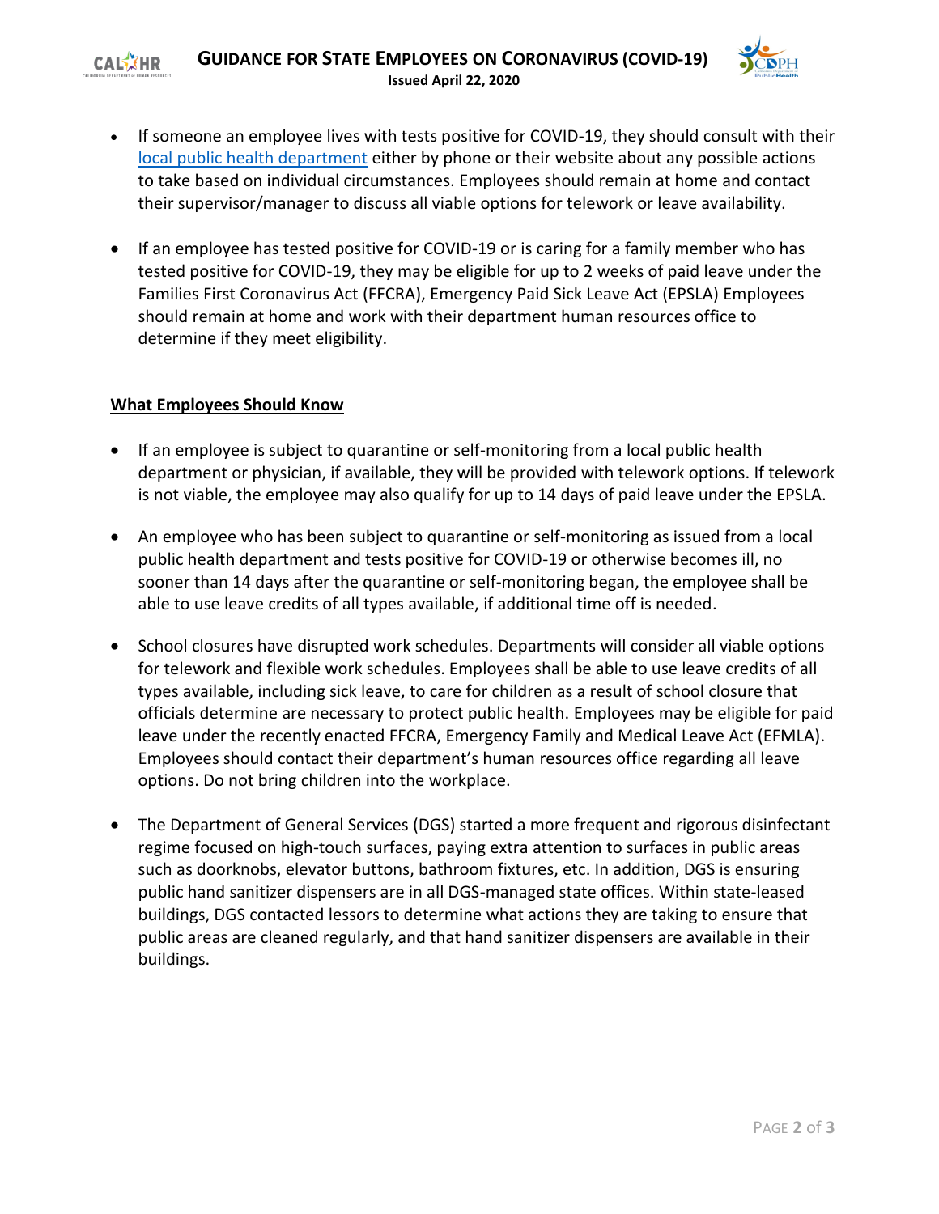- If someone an employee lives with tests positive for COVID-19, they should consult with their [local public health department](#) either by phone or their website about any possible actions to take based on individual circumstances. Employees should remain at home and contact their supervisor/manager to discuss all viable options for telework or leave availability.

- If an employee has tested positive for COVID-19 or is caring for a family member who has tested positive for COVID-19, they may be eligible for up to 2 weeks of paid leave under the Families First Coronavirus Act (FFCRA), Emergency Paid Sick Leave Act (EPSLA) Employees should remain at home and work with their department human resources office to determine if they meet eligibility.

**<u>What Employees Should Know</u>**

- If an employee is subject to quarantine or self-monitoring from a local public health department or physician, if available, they will be provided with telework options. If telework is not viable, the employee may also qualify for up to 14 days of paid leave under the EPSLA.

- An employee who has been subject to quarantine or self-monitoring as issued from a local public health department and tests positive for COVID-19 or otherwise becomes ill, no sooner than 14 days after the quarantine or self-monitoring began, the employee shall be able to use leave credits of all types available, if additional time off is needed.

- School closures have disrupted work schedules. Departments will consider all viable options for telework and flexible work schedules. Employees shall be able to use leave credits of all types available, including sick leave, to care for children as a result of school closure that officials determine are necessary to protect public health. Employees may be eligible for paid leave under the recently enacted FFCRA, Emergency Family and Medical Leave Act (EFMLA). Employees should contact their department's human resources office regarding all leave options. Do not bring children into the workplace.

- The Department of General Services (DGS) started a more frequent and rigorous disinfectant regime focused on high-touch surfaces, paying extra attention to surfaces in public areas such as doorknobs, elevator buttons, bathroom fixtures, etc. In addition, DGS is ensuring public hand sanitizer dispensers are in all DGS-managed state offices. Within state-leased buildings, DGS contacted lessors to determine what actions they are taking to ensure that public areas are cleaned regularly, and that hand sanitizer dispensers are available in their buildings.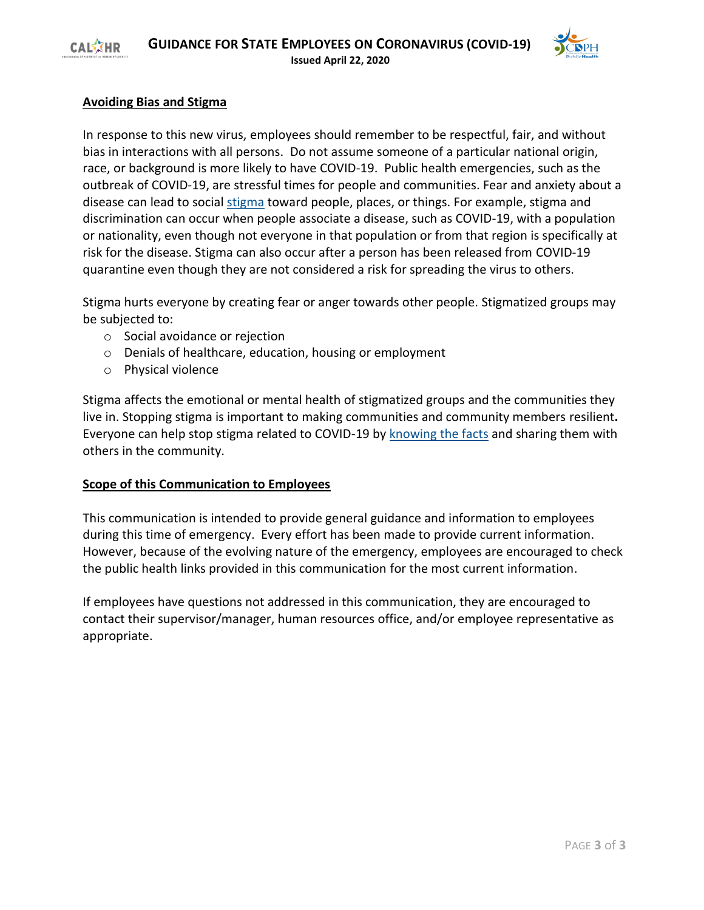## Avoiding Bias and Stigma

In response to this new virus, employees should remember to be respectful, fair, and without bias in interactions with all persons. Do not assume someone of a particular national origin, race, or background is more likely to have COVID-19. Public health emergencies, such as the outbreak of COVID-19, are stressful times for people and communities. Fear and anxiety about a disease can lead to social stigma toward people, places, or things. For example, stigma and discrimination can occur when people associate a disease, such as COVID-19, with a population or nationality, even though not everyone in that population or from that region is specifically at risk for the disease. Stigma can also occur after a person has been released from COVID-19 quarantine even though they are not considered a risk for spreading the virus to others.

Stigma hurts everyone by creating fear or anger towards other people. Stigmatized groups may be subjected to:

- Social avoidance or rejection
- Denials of healthcare, education, housing or employment
- Physical violence

Stigma affects the emotional or mental health of stigmatized groups and the communities they live in. Stopping stigma is important to making communities and community members resilient**.** Everyone can help stop stigma related to COVID-19 by knowing the facts and sharing them with others in the community.

## Scope of this Communication to Employees

This communication is intended to provide general guidance and information to employees during this time of emergency. Every effort has been made to provide current information. However, because of the evolving nature of the emergency, employees are encouraged to check the public health links provided in this communication for the most current information.

If employees have questions not addressed in this communication, they are encouraged to contact their supervisor/manager, human resources office, and/or employee representative as appropriate.